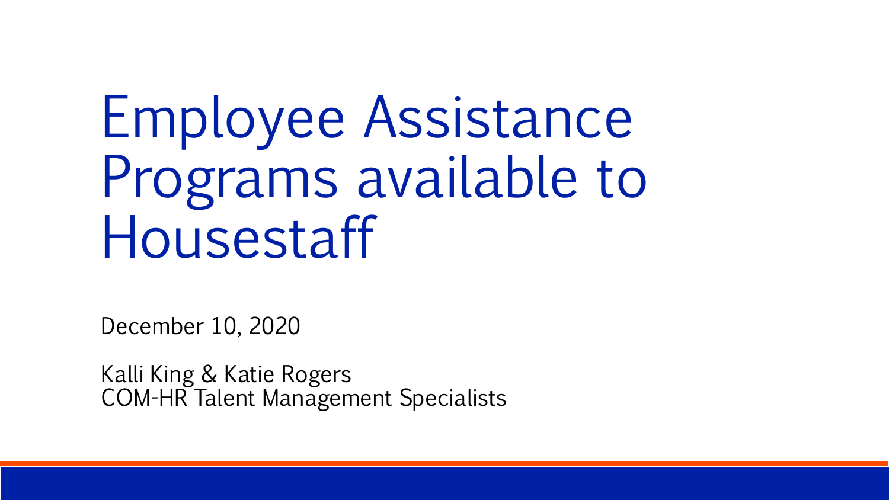# Employee Assistance Programs available to Housestaff

December 10, 2020

Kalli King & Katie Rogers
COM-HR Talent Management Specialists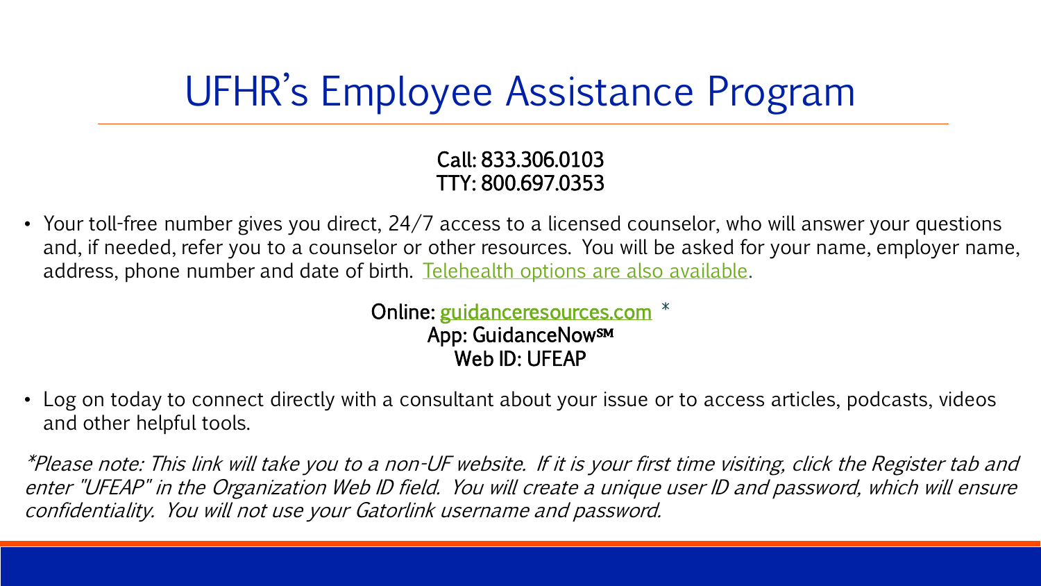# UFHR's Employee Assistance Program

Call: 833.306.0103
TTY: 800.697.0353

- Your toll-free number gives you direct, 24/7 access to a licensed counselor, who will answer your questions and, if needed, refer you to a counselor or other resources. You will be asked for your name, employer name, address, phone number and date of birth. Telehealth options are also available.

Online: guidanceresources.com *
App: GuidanceNow℠
Web ID: UFEAP

- Log on today to connect directly with a consultant about your issue or to access articles, podcasts, videos and other helpful tools.

*\*Please note: This link will take you to a non-UF website. If it is your first time visiting, click the Register tab and enter "UFEAP" in the Organization Web ID field. You will create a unique user ID and password, which will ensure confidentiality. You will not use your Gatorlink username and password.*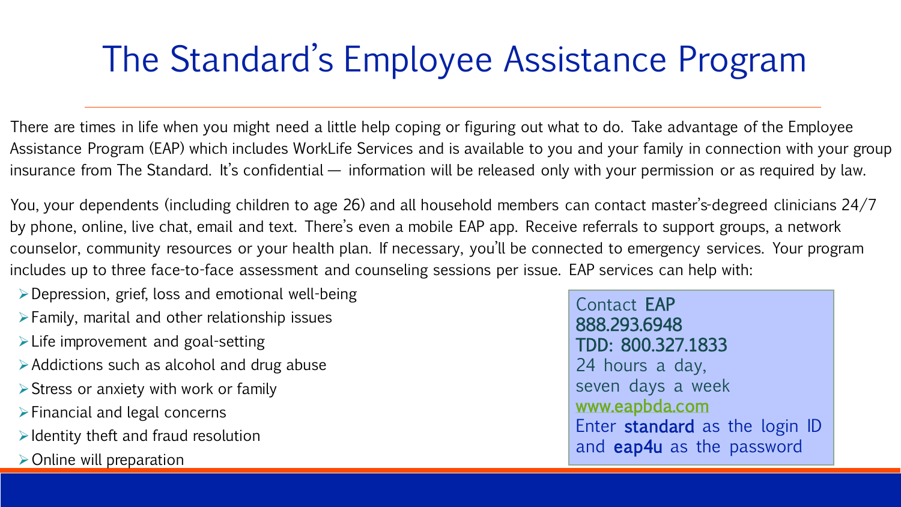# The Standard's Employee Assistance Program

There are times in life when you might need a little help coping or figuring out what to do. Take advantage of the Employee Assistance Program (EAP) which includes WorkLife Services and is available to you and your family in connection with your group insurance from The Standard. It's confidential — information will be released only with your permission or as required by law.

You, your dependents (including children to age 26) and all household members can contact master's-degreed clinicians 24/7 by phone, online, live chat, email and text. There's even a mobile EAP app. Receive referrals to support groups, a network counselor, community resources or your health plan. If necessary, you'll be connected to emergency services. Your program includes up to three face-to-face assessment and counseling sessions per issue. EAP services can help with:

- Depression, grief, loss and emotional well-being
- Family, marital and other relationship issues
- Life improvement and goal-setting
- Addictions such as alcohol and drug abuse
- Stress or anxiety with work or family
- Financial and legal concerns
- Identity theft and fraud resolution
- Online will preparation

Contact **EAP**
**888.293.6948**
**TDD: 800.327.1833**
24 hours a day,
seven days a week
www.eapbda.com
Enter **standard** as the login ID and **eap4u** as the password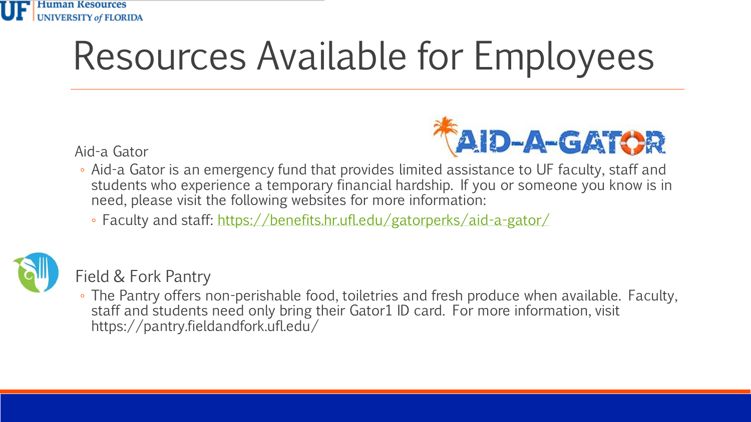# Resources Available for Employees

## Aid-a Gator

- Aid-a Gator is an emergency fund that provides limited assistance to UF faculty, staff and students who experience a temporary financial hardship. If you or someone you know is in need, please visit the following websites for more information:
  - Faculty and staff: https://benefits.hr.ufl.edu/gatorperks/aid-a-gator/

## Field & Fork Pantry

- The Pantry offers non-perishable food, toiletries and fresh produce when available. Faculty, staff and students need only bring their Gator1 ID card. For more information, visit https://pantry.fieldandfork.ufl.edu/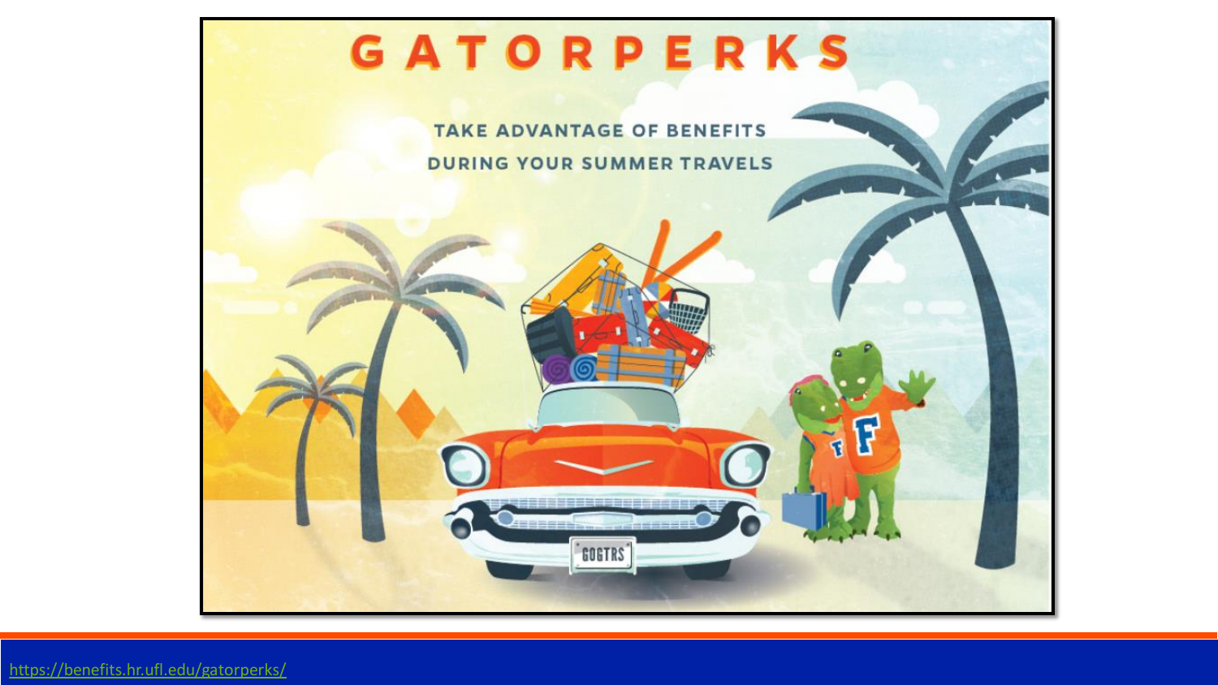# GATORPERKS

TAKE ADVANTAGE OF BENEFITS DURING YOUR SUMMER TRAVELS

GOGTRS

https://benefits.hr.ufl.edu/gatorperks/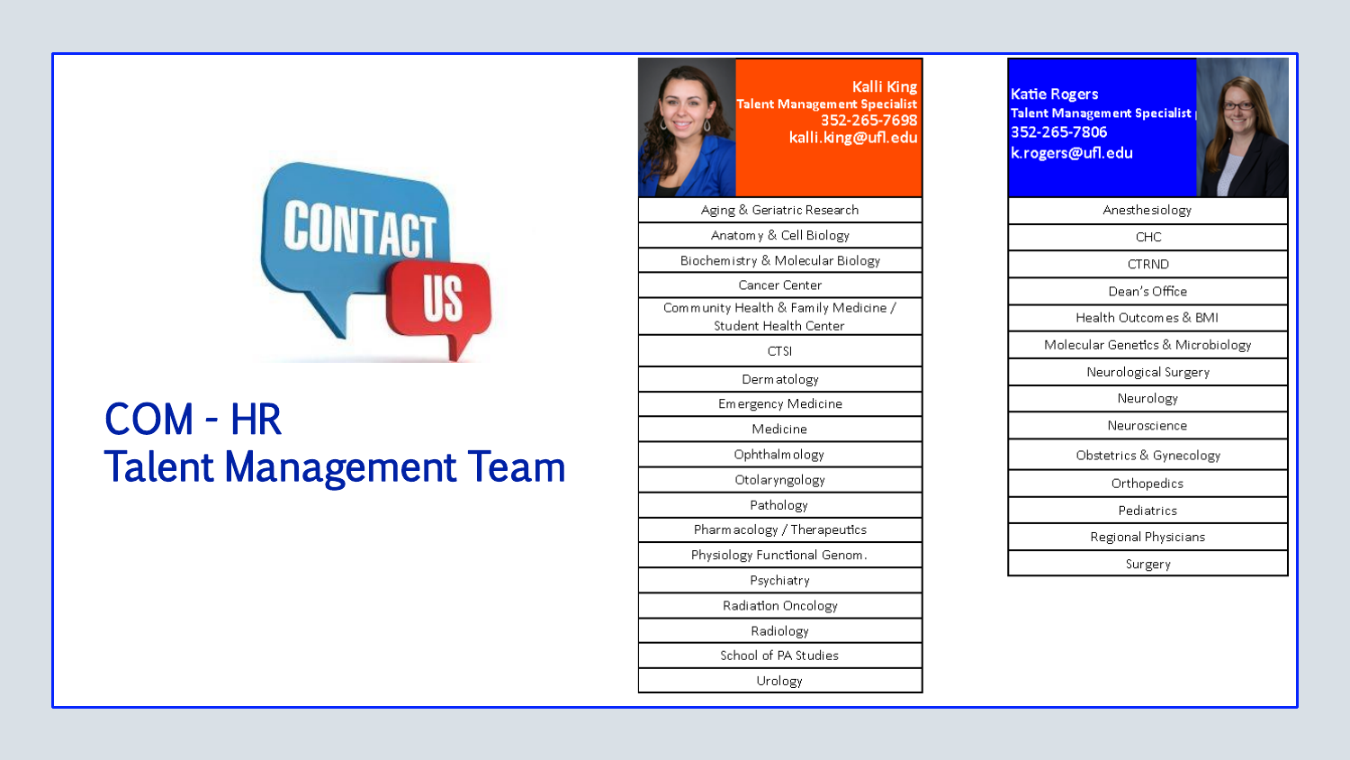# COM - HR
# Talent Management Team

| Kalli King<br>Talent Management Specialist<br>352-265-7698<br>kalli.king@ufl.edu |
| --- |
| Aging & Geriatric Research |
| Anatomy & Cell Biology |
| Biochemistry & Molecular Biology |
| Cancer Center |
| Community Health & Family Medicine / Student Health Center |
| CTSI |
| Dermatology |
| Emergency Medicine |
| Medicine |
| Ophthalmology |
| Otolaryngology |
| Pathology |
| Pharmacology / Therapeutics |
| Physiology Functional Genom. |
| Psychiatry |
| Radiation Oncology |
| Radiology |
| School of PA Studies |
| Urology |

| Katie Rogers<br>Talent Management Specialist<br>352-265-7806<br>k.rogers@ufl.edu |
| --- |
| Anesthesiology |
| CHC |
| CTRND |
| Dean's Office |
| Health Outcomes & BMI |
| Molecular Genetics & Microbiology |
| Neurological Surgery |
| Neurology |
| Neuroscience |
| Obstetrics & Gynecology |
| Orthopedics |
| Pediatrics |
| Regional Physicians |
| Surgery |